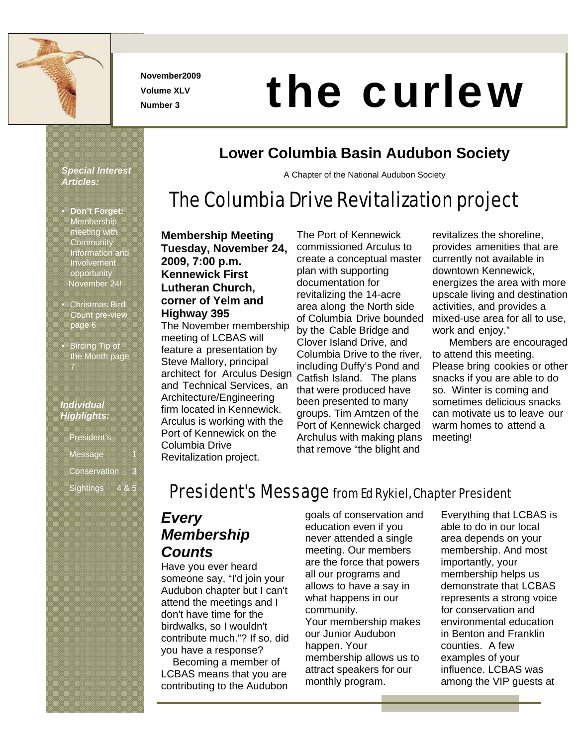November2009
Volume XLV
Number 3

# the curlew

## Lower Columbia Basin Audubon Society

A Chapter of the National Audubon Society

***Special Interest Articles:***

- **Don't Forget:** Membership meeting with Community Information and Involvement opportunity November 24!
- Christmas Bird Count pre-view page 6
- Birding Tip of the Month page 7

***Individual Highlights:***

President's Message 1

Conservation 3

Sightings 4 & 5

## The Columbia Drive Revitalization project

**Membership Meeting Tuesday, November 24, 2009, 7:00 p.m. Kennewick First Lutheran Church, corner of Yelm and Highway 395**

The November membership meeting of LCBAS will feature a presentation by Steve Mallory, principal architect for Arculus Design and Technical Services, an Architecture/Engineering firm located in Kennewick. Arculus is working with the Port of Kennewick on the Columbia Drive Revitalization project.

The Port of Kennewick commissioned Arculus to create a conceptual master plan with supporting documentation for revitalizing the 14-acre area along the North side of Columbia Drive bounded by the Cable Bridge and Clover Island Drive, and Columbia Drive to the river, including Duffy's Pond and Catfish Island. The plans that were produced have been presented to many groups. Tim Arntzen of the Port of Kennewick charged Archulus with making plans that remove "the blight and revitalizes the shoreline, provides amenities that are currently not available in downtown Kennewick, energizes the area with more upscale living and destination activities, and provides a mixed-use area for all to use, work and enjoy."

Members are encouraged to attend this meeting. Please bring cookies or other snacks if you are able to do so. Winter is coming and sometimes delicious snacks can motivate us to leave our warm homes to attend a meeting!

## President's Message from Ed Rykiel, Chapter President

### *Every Membership Counts*

Have you ever heard someone say, "I'd join your Audubon chapter but I can't attend the meetings and I don't have time for the birdwalks, so I wouldn't contribute much."? If so, did you have a response?

Becoming a member of LCBAS means that you are contributing to the Audubon goals of conservation and education even if you never attended a single meeting. Our members are the force that powers all our programs and allows to have a say in what happens in our community.

Your membership makes our Junior Audubon happen. Your membership allows us to attract speakers for our monthly program.

Everything that LCBAS is able to do in our local area depends on your membership. And most importantly, your membership helps us demonstrate that LCBAS represents a strong voice for conservation and environmental education in Benton and Franklin counties. A few examples of your influence. LCBAS was among the VIP guests at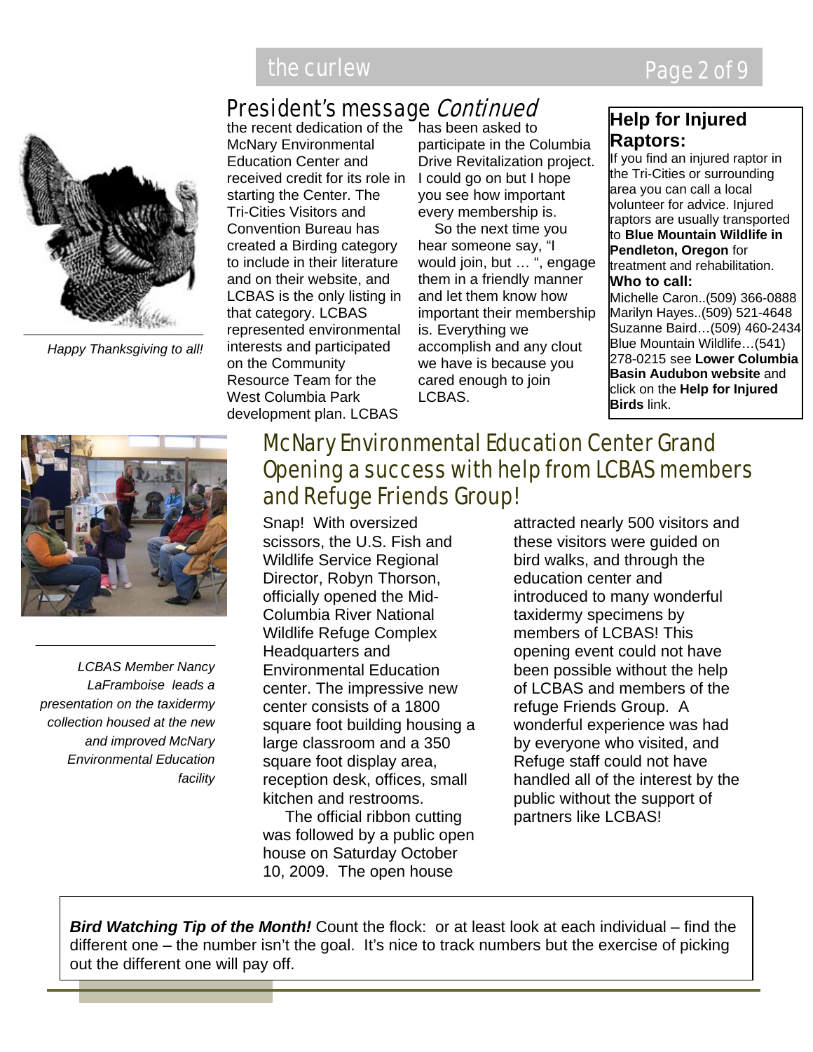## President's message *Continued*

the recent dedication of the McNary Environmental Education Center and received credit for its role in starting the Center. The Tri-Cities Visitors and Convention Bureau has created a Birding category to include in their literature and on their website, and LCBAS is the only listing in that category. LCBAS represented environmental interests and participated on the Community Resource Team for the West Columbia Park development plan. LCBAS has been asked to participate in the Columbia Drive Revitalization project. I could go on but I hope you see how important every membership is.

So the next time you hear someone say, "I would join, but … ", engage them in a friendly manner and let them know how important their membership is. Everything we accomplish and any clout we have is because you cared enough to join LCBAS.

*Happy Thanksgiving to all!*

### Help for Injured Raptors:

If you find an injured raptor in the Tri-Cities or surrounding area you can call a local volunteer for advice. Injured raptors are usually transported to **Blue Mountain Wildlife in Pendleton, Oregon** for treatment and rehabilitation.

**Who to call:**

Michelle Caron..(509) 366-0888
Marilyn Hayes..(509) 521-4648
Suzanne Baird…(509) 460-2434
Blue Mountain Wildlife…(541) 278-0215 see **Lower Columbia Basin Audubon website** and click on the **Help for Injured Birds** link.

## McNary Environmental Education Center Grand Opening a success with help from LCBAS members and Refuge Friends Group!

*LCBAS Member Nancy LaFramboise leads a presentation on the taxidermy collection housed at the new and improved McNary Environmental Education facility*

Snap! With oversized scissors, the U.S. Fish and Wildlife Service Regional Director, Robyn Thorson, officially opened the Mid-Columbia River National Wildlife Refuge Complex Headquarters and Environmental Education center. The impressive new center consists of a 1800 square foot building housing a large classroom and a 350 square foot display area, reception desk, offices, small kitchen and restrooms.

The official ribbon cutting was followed by a public open house on Saturday October 10, 2009. The open house attracted nearly 500 visitors and these visitors were guided on bird walks, and through the education center and introduced to many wonderful taxidermy specimens by members of LCBAS! This opening event could not have been possible without the help of LCBAS and members of the refuge Friends Group. A wonderful experience was had by everyone who visited, and Refuge staff could not have handled all of the interest by the public without the support of partners like LCBAS!

***Bird Watching Tip of the Month!*** Count the flock: or at least look at each individual – find the different one – the number isn't the goal. It's nice to track numbers but the exercise of picking out the different one will pay off.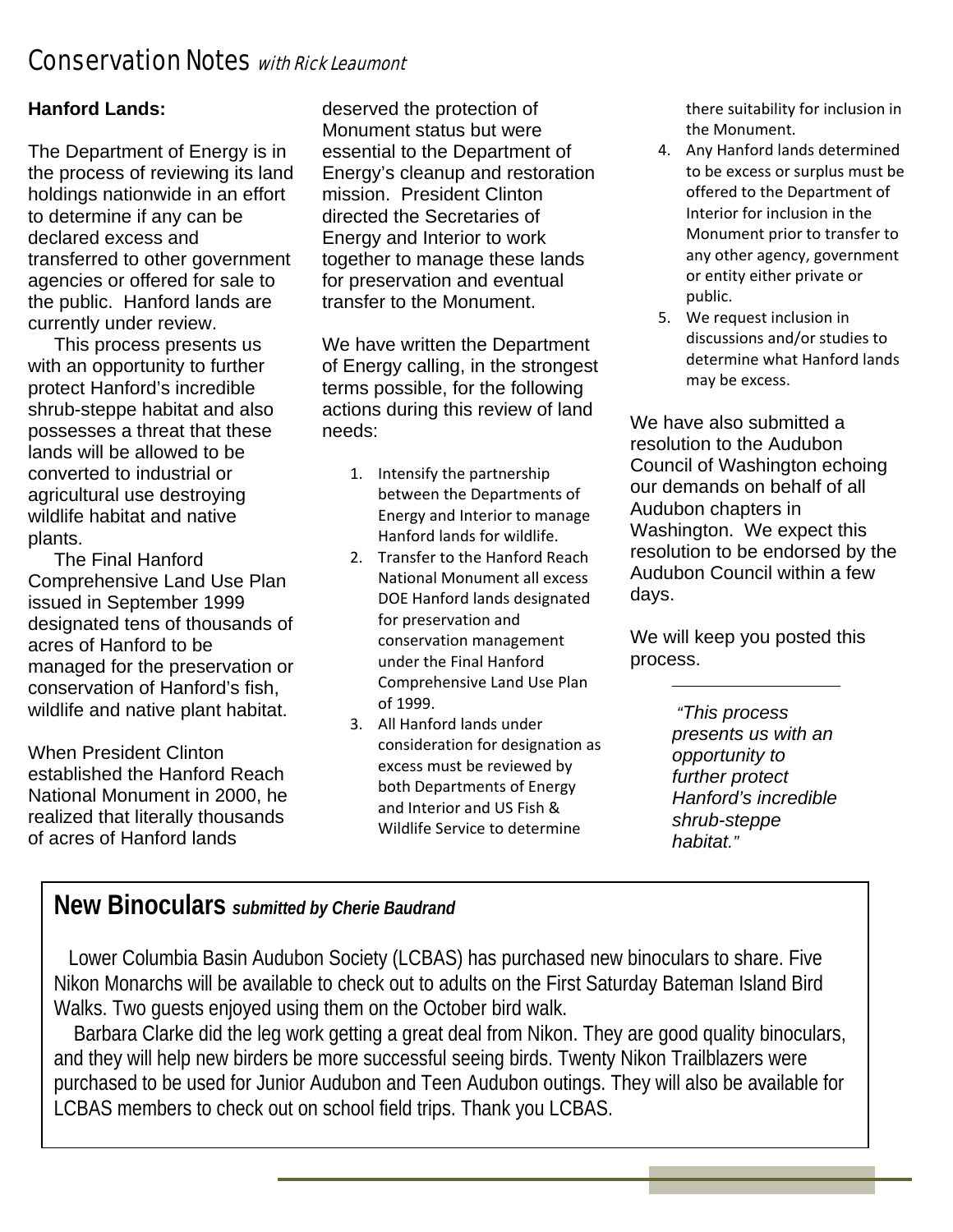# Conservation Notes *with Rick Leaumont*

**Hanford Lands:**

The Department of Energy is in the process of reviewing its land holdings nationwide in an effort to determine if any can be declared excess and transferred to other government agencies or offered for sale to the public. Hanford lands are currently under review.

This process presents us with an opportunity to further protect Hanford's incredible shrub-steppe habitat and also possesses a threat that these lands will be allowed to be converted to industrial or agricultural use destroying wildlife habitat and native plants.

The Final Hanford Comprehensive Land Use Plan issued in September 1999 designated tens of thousands of acres of Hanford to be managed for the preservation or conservation of Hanford's fish, wildlife and native plant habitat.

When President Clinton established the Hanford Reach National Monument in 2000, he realized that literally thousands of acres of Hanford lands deserved the protection of Monument status but were essential to the Department of Energy's cleanup and restoration mission. President Clinton directed the Secretaries of Energy and Interior to work together to manage these lands for preservation and eventual transfer to the Monument.

We have written the Department of Energy calling, in the strongest terms possible, for the following actions during this review of land needs:

1. Intensify the partnership between the Departments of Energy and Interior to manage Hanford lands for wildlife.
2. Transfer to the Hanford Reach National Monument all excess DOE Hanford lands designated for preservation and conservation management under the Final Hanford Comprehensive Land Use Plan of 1999.
3. All Hanford lands under consideration for designation as excess must be reviewed by both Departments of Energy and Interior and US Fish & Wildlife Service to determine there suitability for inclusion in the Monument.
4. Any Hanford lands determined to be excess or surplus must be offered to the Department of Interior for inclusion in the Monument prior to transfer to any other agency, government or entity either private or public.
5. We request inclusion in discussions and/or studies to determine what Hanford lands may be excess.

We have also submitted a resolution to the Audubon Council of Washington echoing our demands on behalf of all Audubon chapters in Washington. We expect this resolution to be endorsed by the Audubon Council within a few days.

We will keep you posted this process.

---

*"This process presents us with an opportunity to further protect Hanford's incredible shrub-steppe habitat."*

## New Binoculars *submitted by Cherie Baudrand*

Lower Columbia Basin Audubon Society (LCBAS) has purchased new binoculars to share. Five Nikon Monarchs will be available to check out to adults on the First Saturday Bateman Island Bird Walks. Two guests enjoyed using them on the October bird walk.

Barbara Clarke did the leg work getting a great deal from Nikon. They are good quality binoculars, and they will help new birders be more successful seeing birds. Twenty Nikon Trailblazers were purchased to be used for Junior Audubon and Teen Audubon outings. They will also be available for LCBAS members to check out on school field trips. Thank you LCBAS.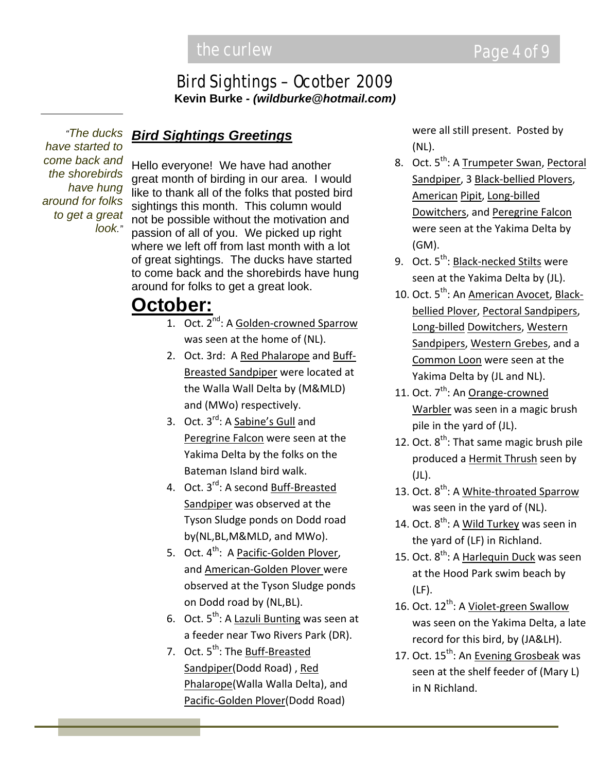# Bird Sightings – Ocotber 2009

**Kevin Burke - *(wildburke@hotmail.com)***

*"The ducks have started to come back and the shorebirds have hung around for folks to get a great look."*

## ***Bird Sightings Greetings***

Hello everyone! We have had another great month of birding in our area. I would like to thank all of the folks that posted bird sightings this month. This column would not be possible without the motivation and passion of all of you. We picked up right where we left off from last month with a lot of great sightings. The ducks have started to come back and the shorebirds have hung around for folks to get a great look.

## **October:**

1. Oct. 2nd: A Golden-crowned Sparrow was seen at the home of (NL).
2. Oct. 3rd: A Red Phalarope and Buff-Breasted Sandpiper were located at the Walla Wall Delta by (M&MLD) and (MWo) respectively.
3. Oct. 3rd: A Sabine's Gull and Peregrine Falcon were seen at the Yakima Delta by the folks on the Bateman Island bird walk.
4. Oct. 3rd: A second Buff-Breasted Sandpiper was observed at the Tyson Sludge ponds on Dodd road by(NL,BL,M&MLD, and MWo).
5. Oct. 4th: A Pacific-Golden Plover, and American-Golden Plover were observed at the Tyson Sludge ponds on Dodd road by (NL,BL).
6. Oct. 5th: A Lazuli Bunting was seen at a feeder near Two Rivers Park (DR).
7. Oct. 5th: The Buff-Breasted Sandpiper(Dodd Road) , Red Phalarope(Walla Walla Delta), and Pacific-Golden Plover(Dodd Road) were all still present. Posted by (NL).
8. Oct. 5th: A Trumpeter Swan, Pectoral Sandpiper, 3 Black-bellied Plovers, American Pipit, Long-billed Dowitchers, and Peregrine Falcon were seen at the Yakima Delta by (GM).
9. Oct. 5th: Black-necked Stilts were seen at the Yakima Delta by (JL).
10. Oct. 5th: An American Avocet, Black-bellied Plover, Pectoral Sandpipers, Long-billed Dowitchers, Western Sandpipers, Western Grebes, and a Common Loon were seen at the Yakima Delta by (JL and NL).
11. Oct. 7th: An Orange-crowned Warbler was seen in a magic brush pile in the yard of (JL).
12. Oct. 8th: That same magic brush pile produced a Hermit Thrush seen by (JL).
13. Oct. 8th: A White-throated Sparrow was seen in the yard of (NL).
14. Oct. 8th: A Wild Turkey was seen in the yard of (LF) in Richland.
15. Oct. 8th: A Harlequin Duck was seen at the Hood Park swim beach by (LF).
16. Oct. 12th: A Violet-green Swallow was seen on the Yakima Delta, a late record for this bird, by (JA&LH).
17. Oct. 15th: An Evening Grosbeak was seen at the shelf feeder of (Mary L) in N Richland.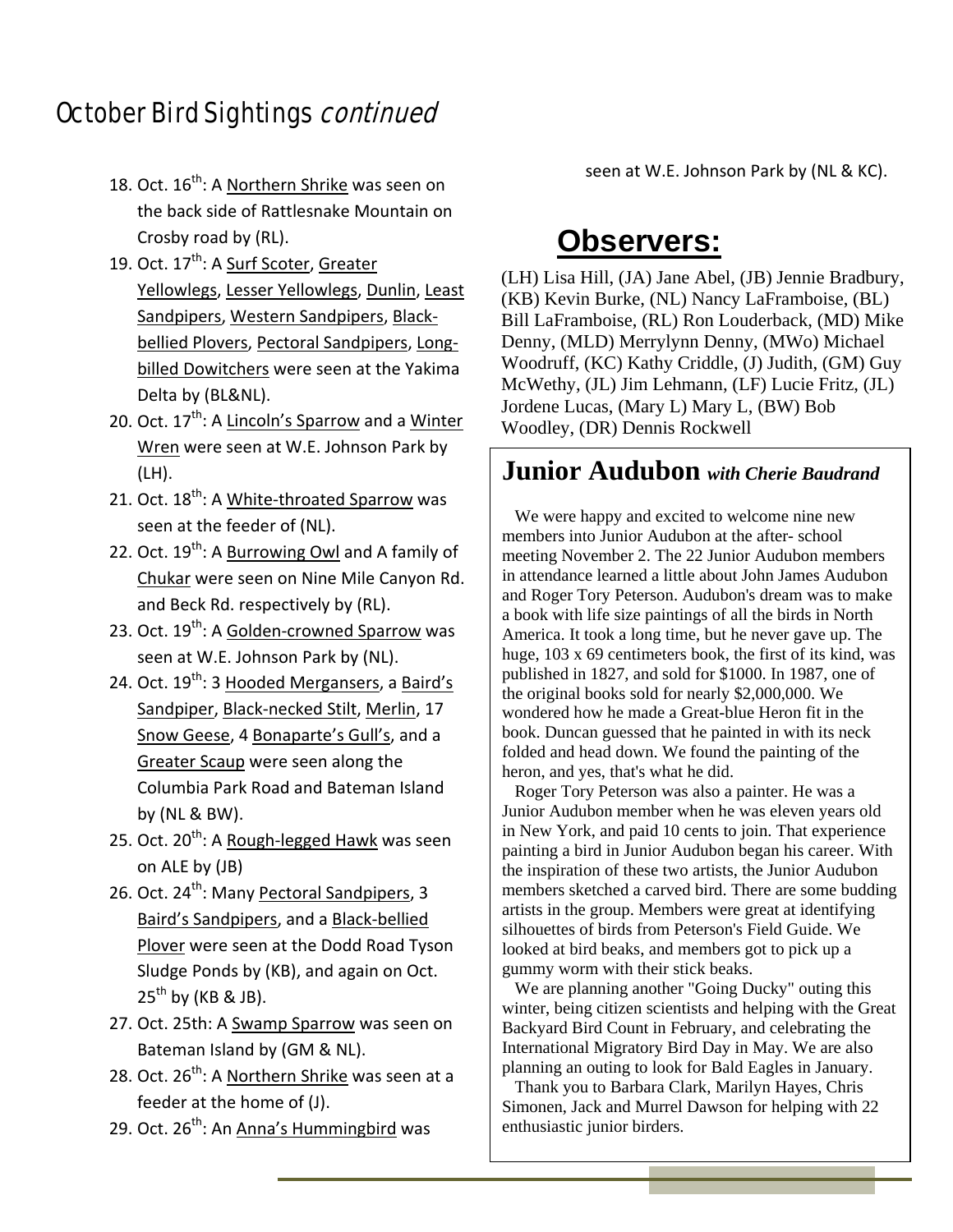# October Bird Sightings *continued*

18. Oct. 16th: A Northern Shrike was seen on the back side of Rattlesnake Mountain on Crosby road by (RL).
19. Oct. 17th: A Surf Scoter, Greater Yellowlegs, Lesser Yellowlegs, Dunlin, Least Sandpipers, Western Sandpipers, Black-bellied Plovers, Pectoral Sandpipers, Long-billed Dowitchers were seen at the Yakima Delta by (BL&NL).
20. Oct. 17th: A Lincoln's Sparrow and a Winter Wren were seen at W.E. Johnson Park by (LH).
21. Oct. 18th: A White-throated Sparrow was seen at the feeder of (NL).
22. Oct. 19th: A Burrowing Owl and A family of Chukar were seen on Nine Mile Canyon Rd. and Beck Rd. respectively by (RL).
23. Oct. 19th: A Golden-crowned Sparrow was seen at W.E. Johnson Park by (NL).
24. Oct. 19th: 3 Hooded Mergansers, a Baird's Sandpiper, Black-necked Stilt, Merlin, 17 Snow Geese, 4 Bonaparte's Gull's, and a Greater Scaup were seen along the Columbia Park Road and Bateman Island by (NL & BW).
25. Oct. 20th: A Rough-legged Hawk was seen on ALE by (JB)
26. Oct. 24th: Many Pectoral Sandpipers, 3 Baird's Sandpipers, and a Black-bellied Plover were seen at the Dodd Road Tyson Sludge Ponds by (KB), and again on Oct. 25th by (KB & JB).
27. Oct. 25th: A Swamp Sparrow was seen on Bateman Island by (GM & NL).
28. Oct. 26th: A Northern Shrike was seen at a feeder at the home of (J).
29. Oct. 26th: An Anna's Hummingbird was seen at W.E. Johnson Park by (NL & KC).

## Observers:

(LH) Lisa Hill, (JA) Jane Abel, (JB) Jennie Bradbury, (KB) Kevin Burke, (NL) Nancy LaFramboise, (BL) Bill LaFramboise, (RL) Ron Louderback, (MD) Mike Denny, (MLD) Merrylynn Denny, (MWo) Michael Woodruff, (KC) Kathy Criddle, (J) Judith, (GM) Guy McWethy, (JL) Jim Lehmann, (LF) Lucie Fritz, (JL) Jordene Lucas, (Mary L) Mary L, (BW) Bob Woodley, (DR) Dennis Rockwell

## Junior Audubon *with Cherie Baudrand*

We were happy and excited to welcome nine new members into Junior Audubon at the after- school meeting November 2. The 22 Junior Audubon members in attendance learned a little about John James Audubon and Roger Tory Peterson. Audubon's dream was to make a book with life size paintings of all the birds in North America. It took a long time, but he never gave up. The huge, 103 x 69 centimeters book, the first of its kind, was published in 1827, and sold for $1000. In 1987, one of the original books sold for nearly $2,000,000. We wondered how he made a Great-blue Heron fit in the book. Duncan guessed that he painted in with its neck folded and head down. We found the painting of the heron, and yes, that's what he did.

Roger Tory Peterson was also a painter. He was a Junior Audubon member when he was eleven years old in New York, and paid 10 cents to join. That experience painting a bird in Junior Audubon began his career. With the inspiration of these two artists, the Junior Audubon members sketched a carved bird. There are some budding artists in the group. Members were great at identifying silhouettes of birds from Peterson's Field Guide. We looked at bird beaks, and members got to pick up a gummy worm with their stick beaks.

We are planning another "Going Ducky" outing this winter, being citizen scientists and helping with the Great Backyard Bird Count in February, and celebrating the International Migratory Bird Day in May. We are also planning an outing to look for Bald Eagles in January.

Thank you to Barbara Clark, Marilyn Hayes, Chris Simonen, Jack and Murrel Dawson for helping with 22 enthusiastic junior birders.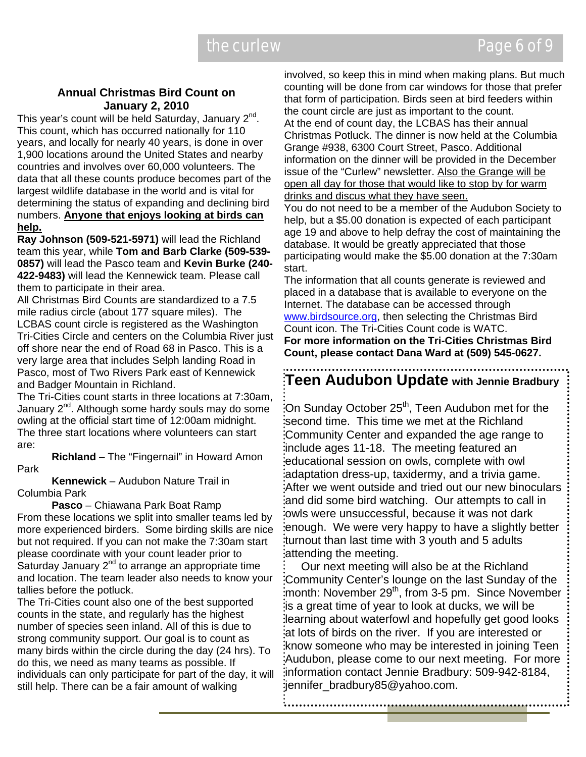## Annual Christmas Bird Count on January 2, 2010

This year's count will be held Saturday, January 2nd. This count, which has occurred nationally for 110 years, and locally for nearly 40 years, is done in over 1,900 locations around the United States and nearby countries and involves over 60,000 volunteers. The data that all these counts produce becomes part of the largest wildlife database in the world and is vital for determining the status of expanding and declining bird numbers. **Anyone that enjoys looking at birds can help.**

**Ray Johnson (509-521-5971)** will lead the Richland team this year, while **Tom and Barb Clarke (509-539-0857)** will lead the Pasco team and **Kevin Burke (240-422-9483)** will lead the Kennewick team. Please call them to participate in their area.

All Christmas Bird Counts are standardized to a 7.5 mile radius circle (about 177 square miles). The LCBAS count circle is registered as the Washington Tri-Cities Circle and centers on the Columbia River just off shore near the end of Road 68 in Pasco. This is a very large area that includes Selph landing Road in Pasco, most of Two Rivers Park east of Kennewick and Badger Mountain in Richland.

The Tri-Cities count starts in three locations at 7:30am, January 2nd. Although some hardy souls may do some owling at the official start time of 12:00am midnight. The three start locations where volunteers can start are:

**Richland** – The "Fingernail" in Howard Amon Park

**Kennewick** – Audubon Nature Trail in Columbia Park

**Pasco** – Chiawana Park Boat Ramp

From these locations we split into smaller teams led by more experienced birders. Some birding skills are nice but not required. If you can not make the 7:30am start please coordinate with your count leader prior to Saturday January 2nd to arrange an appropriate time and location. The team leader also needs to know your tallies before the potluck.

The Tri-Cities count also one of the best supported counts in the state, and regularly has the highest number of species seen inland. All of this is due to strong community support. Our goal is to count as many birds within the circle during the day (24 hrs). To do this, we need as many teams as possible. If individuals can only participate for part of the day, it will still help. There can be a fair amount of walking involved, so keep this in mind when making plans. But much counting will be done from car windows for those that prefer that form of participation. Birds seen at bird feeders within the count circle are just as important to the count.

At the end of count day, the LCBAS has their annual Christmas Potluck. The dinner is now held at the Columbia Grange #938, 6300 Court Street, Pasco. Additional information on the dinner will be provided in the December issue of the "Curlew" newsletter. <u>Also the Grange will be open all day for those that would like to stop by for warm drinks and discus what they have seen.</u>

You do not need to be a member of the Audubon Society to help, but a $5.00 donation is expected of each participant age 19 and above to help defray the cost of maintaining the database. It would be greatly appreciated that those participating would make the $5.00 donation at the 7:30am start.

The information that all counts generate is reviewed and placed in a database that is available to everyone on the Internet. The database can be accessed through www.birdsource.org, then selecting the Christmas Bird Count icon. The Tri-Cities Count code is WATC.

**For more information on the Tri-Cities Christmas Bird Count, please contact Dana Ward at (509) 545-0627.**

## Teen Audubon Update with Jennie Bradbury

On Sunday October 25th, Teen Audubon met for the second time. This time we met at the Richland Community Center and expanded the age range to include ages 11-18. The meeting featured an educational session on owls, complete with owl adaptation dress-up, taxidermy, and a trivia game. After we went outside and tried out our new binoculars and did some bird watching. Our attempts to call in owls were unsuccessful, because it was not dark enough. We were very happy to have a slightly better turnout than last time with 3 youth and 5 adults attending the meeting.

Our next meeting will also be at the Richland Community Center's lounge on the last Sunday of the month: November 29th, from 3-5 pm. Since November is a great time of year to look at ducks, we will be learning about waterfowl and hopefully get good looks at lots of birds on the river. If you are interested or know someone who may be interested in joining Teen Audubon, please come to our next meeting. For more information contact Jennie Bradbury: 509-942-8184, jennifer_bradbury85@yahoo.com.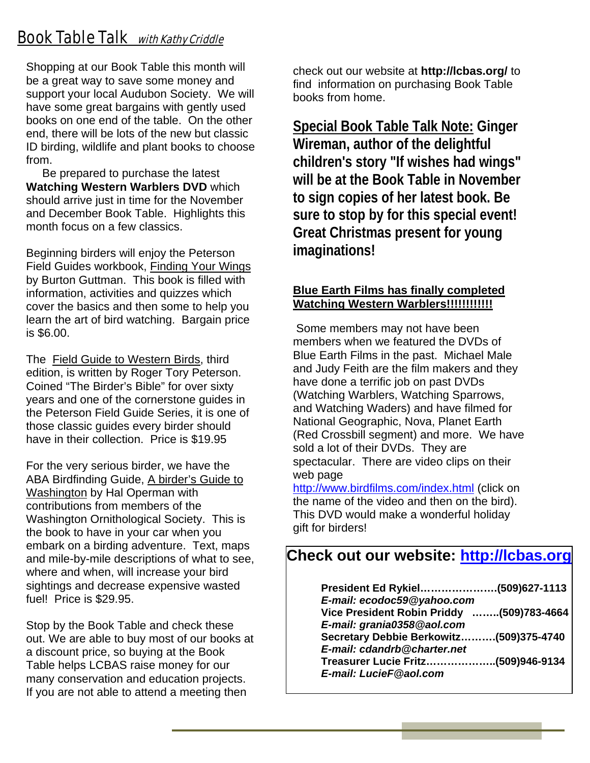# Book Table Talk *with Kathy Criddle*

Shopping at our Book Table this month will be a great way to save some money and support your local Audubon Society. We will have some great bargains with gently used books on one end of the table. On the other end, there will be lots of the new but classic ID birding, wildlife and plant books to choose from.

Be prepared to purchase the latest **Watching Western Warblers DVD** which should arrive just in time for the November and December Book Table. Highlights this month focus on a few classics.

Beginning birders will enjoy the Peterson Field Guides workbook, Finding Your Wings by Burton Guttman. This book is filled with information, activities and quizzes which cover the basics and then some to help you learn the art of bird watching. Bargain price is $6.00.

The Field Guide to Western Birds, third edition, is written by Roger Tory Peterson. Coined "The Birder's Bible" for over sixty years and one of the cornerstone guides in the Peterson Field Guide Series, it is one of those classic guides every birder should have in their collection. Price is $19.95

For the very serious birder, we have the ABA Birdfinding Guide, A birder's Guide to Washington by Hal Operman with contributions from members of the Washington Ornithological Society. This is the book to have in your car when you embark on a birding adventure. Text, maps and mile-by-mile descriptions of what to see, where and when, will increase your bird sightings and decrease expensive wasted fuel! Price is $29.95.

Stop by the Book Table and check these out. We are able to buy most of our books at a discount price, so buying at the Book Table helps LCBAS raise money for our many conservation and education projects. If you are not able to attend a meeting then check out our website at **http://lcbas.org/** to find information on purchasing Book Table books from home.

**Special Book Table Talk Note: Ginger Wireman, author of the delightful children's story "If wishes had wings" will be at the Book Table in November to sign copies of her latest book. Be sure to stop by for this special event! Great Christmas present for young imaginations!**

**Blue Earth Films has finally completed Watching Western Warblers!!!!!!!!!!!**

Some members may not have been members when we featured the DVDs of Blue Earth Films in the past. Michael Male and Judy Feith are the film makers and they have done a terrific job on past DVDs (Watching Warblers, Watching Sparrows, and Watching Waders) and have filmed for National Geographic, Nova, Planet Earth (Red Crossbill segment) and more. We have sold a lot of their DVDs. They are spectacular. There are video clips on their web page http://www.birdfilms.com/index.html (click on the name of the video and then on the bird). This DVD would make a wonderful holiday gift for birders!

## Check out our website: http://lcbas.org

**President Ed Rykiel…………………(509)627-1113**
***E-mail: ecodoc59@yahoo.com***
**Vice President Robin Priddy ……..(509)783-4664**
***E-mail: grania0358@aol.com***
**Secretary Debbie Berkowitz……….(509)375-4740**
***E-mail: cdandrb@charter.net***
**Treasurer Lucie Fritz………………..(509)946-9134**
***E-mail: LucieF@aol.com***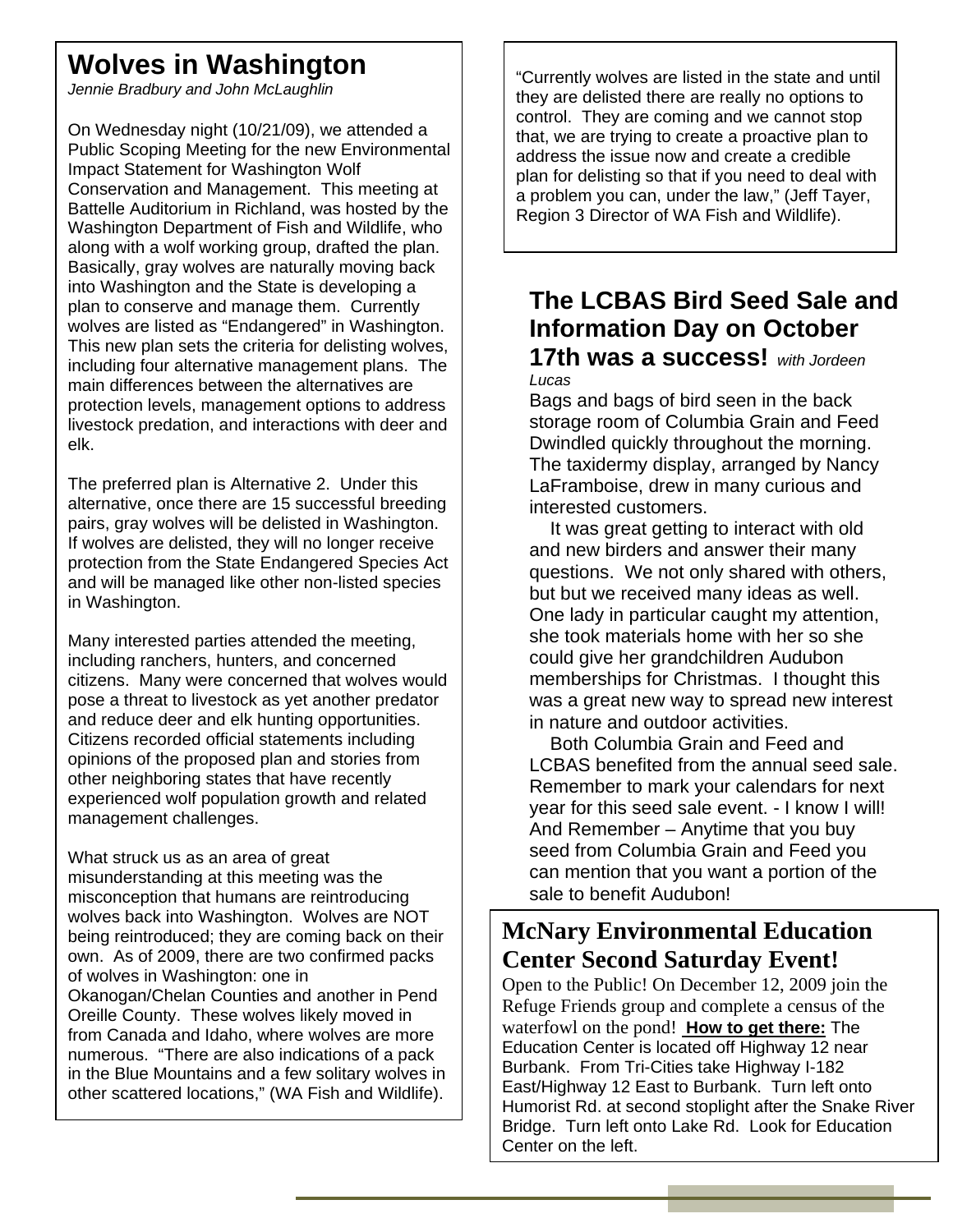# Wolves in Washington

*Jennie Bradbury and John McLaughlin*

On Wednesday night (10/21/09), we attended a Public Scoping Meeting for the new Environmental Impact Statement for Washington Wolf Conservation and Management. This meeting at Battelle Auditorium in Richland, was hosted by the Washington Department of Fish and Wildlife, who along with a wolf working group, drafted the plan. Basically, gray wolves are naturally moving back into Washington and the State is developing a plan to conserve and manage them. Currently wolves are listed as "Endangered" in Washington. This new plan sets the criteria for delisting wolves, including four alternative management plans. The main differences between the alternatives are protection levels, management options to address livestock predation, and interactions with deer and elk.

The preferred plan is Alternative 2. Under this alternative, once there are 15 successful breeding pairs, gray wolves will be delisted in Washington. If wolves are delisted, they will no longer receive protection from the State Endangered Species Act and will be managed like other non-listed species in Washington.

Many interested parties attended the meeting, including ranchers, hunters, and concerned citizens. Many were concerned that wolves would pose a threat to livestock as yet another predator and reduce deer and elk hunting opportunities. Citizens recorded official statements including opinions of the proposed plan and stories from other neighboring states that have recently experienced wolf population growth and related management challenges.

What struck us as an area of great misunderstanding at this meeting was the misconception that humans are reintroducing wolves back into Washington. Wolves are NOT being reintroduced; they are coming back on their own. As of 2009, there are two confirmed packs of wolves in Washington: one in Okanogan/Chelan Counties and another in Pend Oreille County. These wolves likely moved in from Canada and Idaho, where wolves are more numerous. "There are also indications of a pack in the Blue Mountains and a few solitary wolves in other scattered locations," (WA Fish and Wildlife).

"Currently wolves are listed in the state and until they are delisted there are really no options to control. They are coming and we cannot stop that, we are trying to create a proactive plan to address the issue now and create a credible plan for delisting so that if you need to deal with a problem you can, under the law," (Jeff Tayer, Region 3 Director of WA Fish and Wildlife).

# The LCBAS Bird Seed Sale and Information Day on October 17th was a success!

*with Jordeen Lucas*

Bags and bags of bird seen in the back storage room of Columbia Grain and Feed Dwindled quickly throughout the morning. The taxidermy display, arranged by Nancy LaFramboise, drew in many curious and interested customers.

It was great getting to interact with old and new birders and answer their many questions. We not only shared with others, but but we received many ideas as well. One lady in particular caught my attention, she took materials home with her so she could give her grandchildren Audubon memberships for Christmas. I thought this was a great new way to spread new interest in nature and outdoor activities.

Both Columbia Grain and Feed and LCBAS benefited from the annual seed sale. Remember to mark your calendars for next year for this seed sale event. - I know I will! And Remember – Anytime that you buy seed from Columbia Grain and Feed you can mention that you want a portion of the sale to benefit Audubon!

# McNary Environmental Education Center Second Saturday Event!

Open to the Public! On December 12, 2009 join the Refuge Friends group and complete a census of the waterfowl on the pond! **How to get there:** The Education Center is located off Highway 12 near Burbank. From Tri-Cities take Highway I-182 East/Highway 12 East to Burbank. Turn left onto Humorist Rd. at second stoplight after the Snake River Bridge. Turn left onto Lake Rd. Look for Education Center on the left.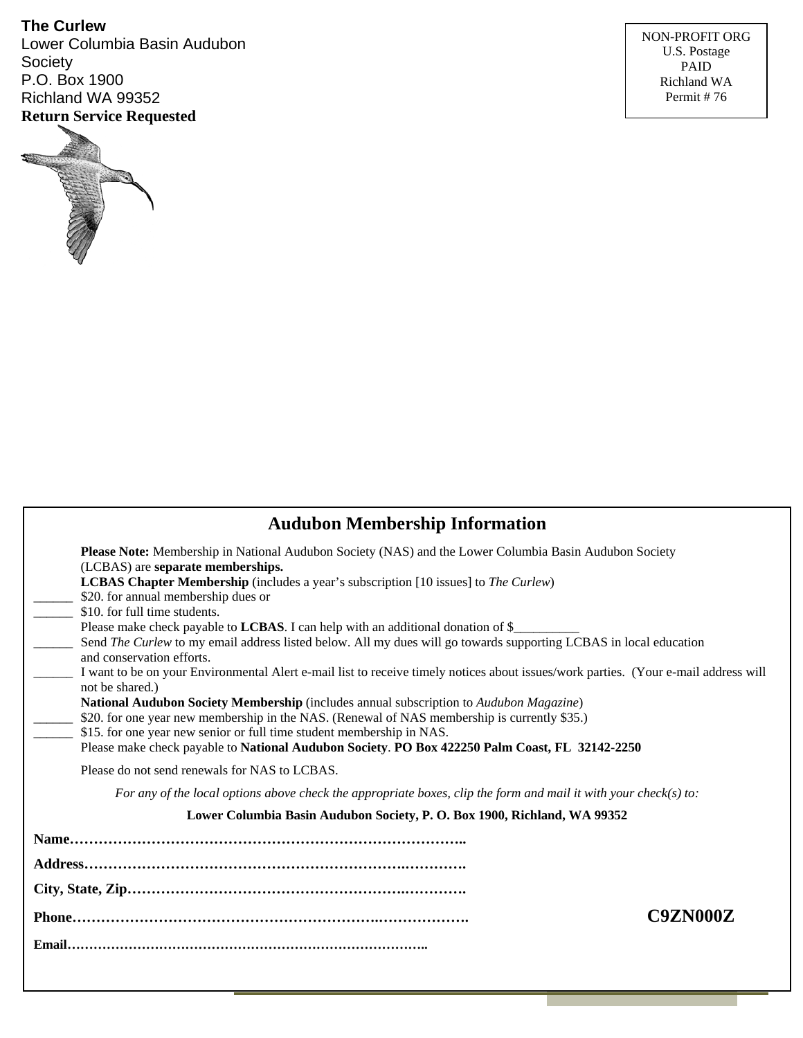**The Curlew**
Lower Columbia Basin Audubon Society
P.O. Box 1900
Richland WA 99352
**Return Service Requested**

NON-PROFIT ORG
U.S. Postage
PAID
Richland WA
Permit # 76

## Audubon Membership Information

**Please Note:** Membership in National Audubon Society (NAS) and the Lower Columbia Basin Audubon Society (LCBAS) are **separate memberships.**

**LCBAS Chapter Membership** (includes a year's subscription [10 issues] to *The Curlew*)

______ $20. for annual membership dues or

______ $10. for full time students.

Please make check payable to **LCBAS**. I can help with an additional donation of $__________

______ Send *The Curlew* to my email address listed below. All my dues will go towards supporting LCBAS in local education and conservation efforts.

______ I want to be on your Environmental Alert e-mail list to receive timely notices about issues/work parties. (Your e-mail address will not be shared.)

**National Audubon Society Membership** (includes annual subscription to *Audubon Magazine*)

______ $20. for one year new membership in the NAS. (Renewal of NAS membership is currently $35.)

______ $15. for one year new senior or full time student membership in NAS.

Please make check payable to **National Audubon Society**. **PO Box 422250 Palm Coast, FL 32142-2250**

Please do not send renewals for NAS to LCBAS.

*For any of the local options above check the appropriate boxes, clip the form and mail it with your check(s) to:*

**Lower Columbia Basin Audubon Society, P. O. Box 1900, Richland, WA 99352**

**Name………………………………………………………………………..**

**Address…………………………………………………………….………….**

**City, State, Zip…………………………………………………….………….**

**Phone……………………………………………………….……………….** **C9ZN000Z**

**Email………………………………………………………………………..**